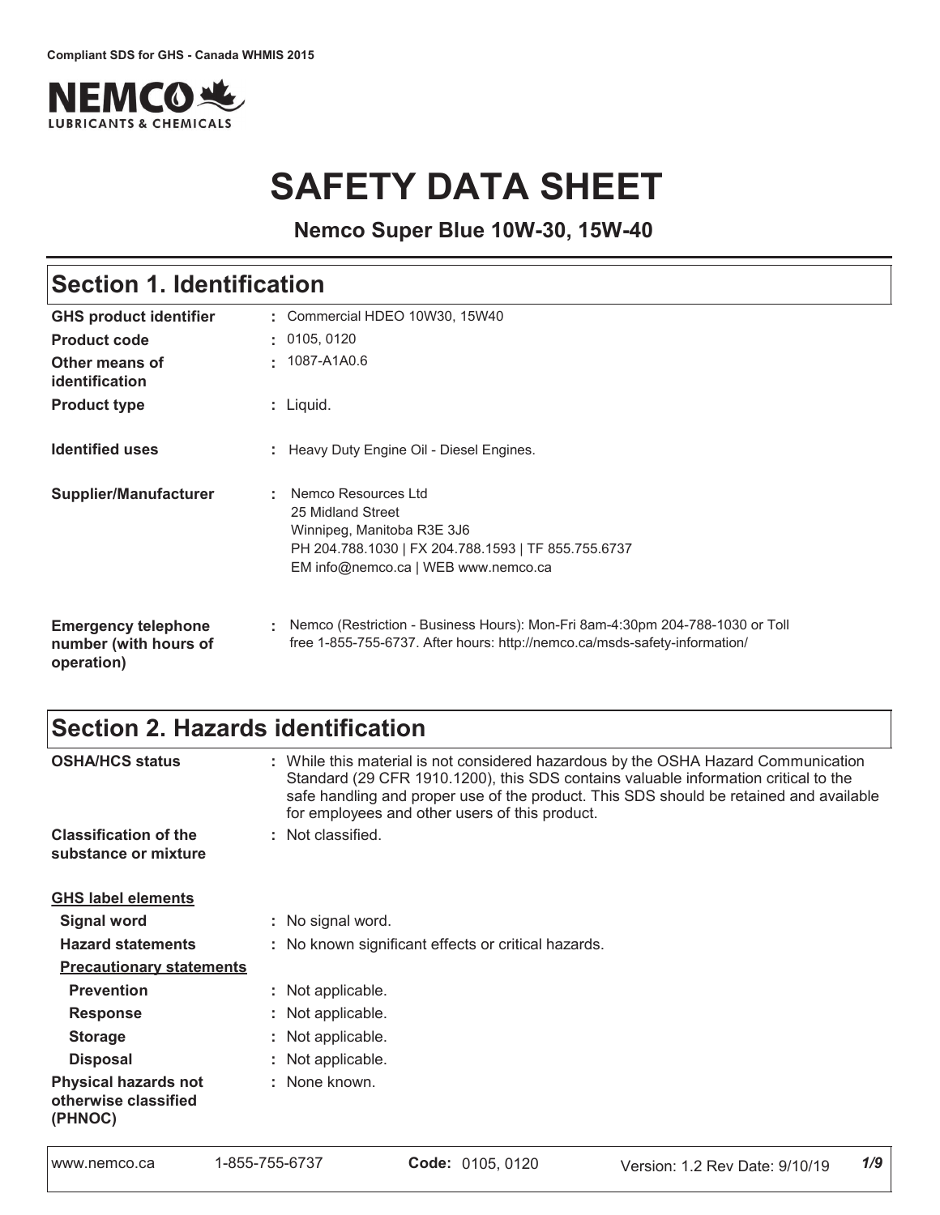Compliant SDS for GHS - Canada WHMIS 2015

NEMCO LUBRICANTS & CHEMICALS

# SAFETY DATA SHEET

**Nemco Super Blue 10W-30, 15W-40**

## Section 1. Identification

| | |
|---|---|
| **GHS product identifier** | : Commercial HDEO 10W30, 15W40 |
| **Product code** | : 0105, 0120 |
| **Other means of identification** | : 1087-A1A0.6 |
| **Product type** | : Liquid. |
| **Identified uses** | : Heavy Duty Engine Oil - Diesel Engines. |
| **Supplier/Manufacturer** | : Nemco Resources Ltd<br>25 Midland Street<br>Winnipeg, Manitoba R3E 3J6<br>PH 204.788.1030 \| FX 204.788.1593 \| TF 855.755.6737<br>EM info@nemco.ca \| WEB www.nemco.ca |
| **Emergency telephone number (with hours of operation)** | : Nemco (Restriction - Business Hours): Mon-Fri 8am-4:30pm 204-788-1030 or Toll free 1-855-755-6737. After hours: http://nemco.ca/msds-safety-information/ |

## Section 2. Hazards identification

| | |
|---|---|
| **OSHA/HCS status** | : While this material is not considered hazardous by the OSHA Hazard Communication Standard (29 CFR 1910.1200), this SDS contains valuable information critical to the safe handling and proper use of the product. This SDS should be retained and available for employees and other users of this product. |
| **Classification of the substance or mixture** | : Not classified. |

**GHS label elements**

| | |
|---|---|
| **Signal word** | : No signal word. |
| **Hazard statements** | : No known significant effects or critical hazards. |

**Precautionary statements**

| | |
|---|---|
| **Prevention** | : Not applicable. |
| **Response** | : Not applicable. |
| **Storage** | : Not applicable. |
| **Disposal** | : Not applicable. |
| **Physical hazards not otherwise classified (PHNOC)** | : None known. |

www.nemco.ca 1-855-755-6737 **Code:** 0105, 0120 Version: 1.2 Rev Date: 9/10/19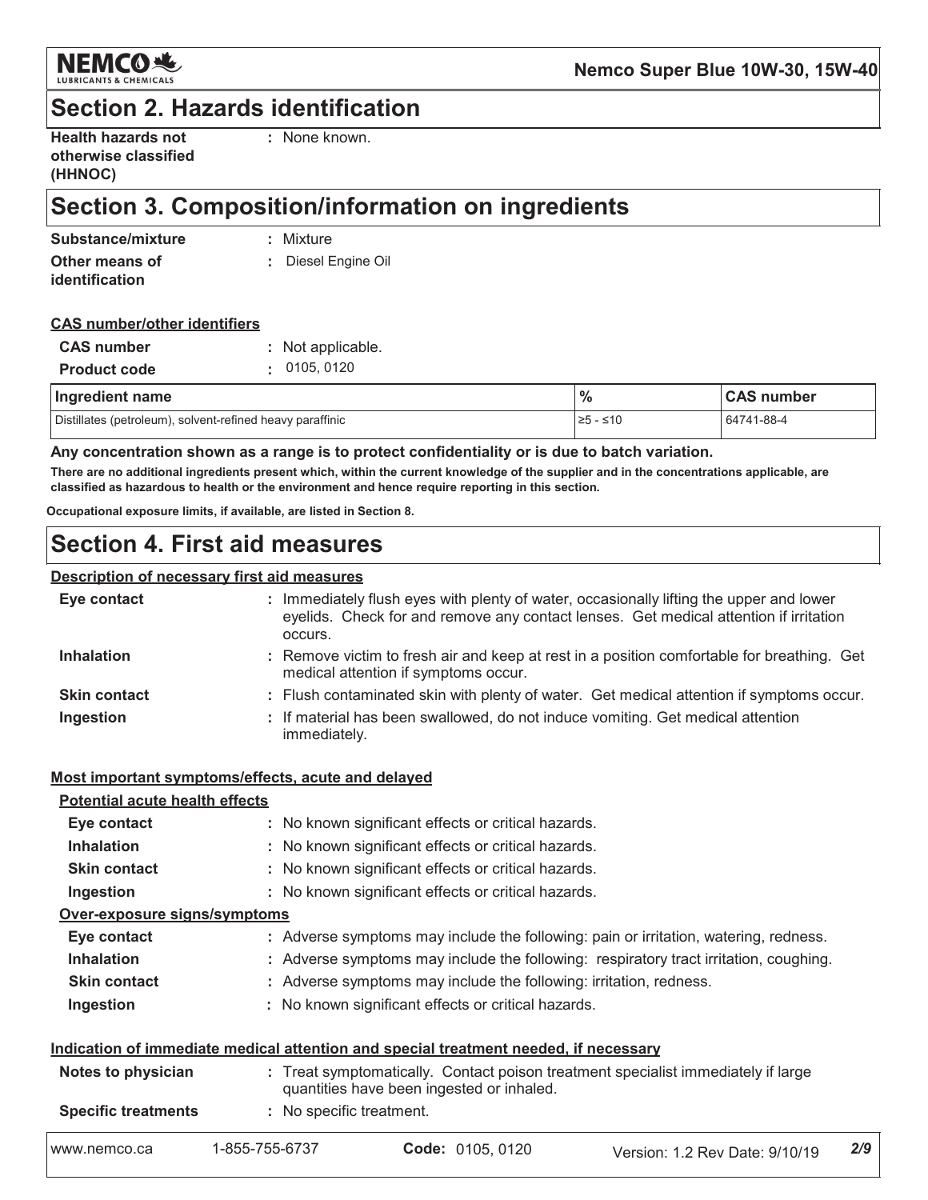## Section 2. Hazards identification

**Health hazards not otherwise classified (HHNOC)** : None known.

## Section 3. Composition/information on ingredients

**Substance/mixture** : Mixture

**Other means of identification** : Diesel Engine Oil

**CAS number/other identifiers**

**CAS number** : Not applicable.

**Product code** : 0105, 0120

| Ingredient name | % | CAS number |
|---|---|---|
| Distillates (petroleum), solvent-refined heavy paraffinic | ≥5 - ≤10 | 64741-88-4 |

**Any concentration shown as a range is to protect confidentiality or is due to batch variation.**

**There are no additional ingredients present which, within the current knowledge of the supplier and in the concentrations applicable, are classified as hazardous to health or the environment and hence require reporting in this section.**

**Occupational exposure limits, if available, are listed in Section 8.**

## Section 4. First aid measures

**Description of necessary first aid measures**

**Eye contact** : Immediately flush eyes with plenty of water, occasionally lifting the upper and lower eyelids. Check for and remove any contact lenses. Get medical attention if irritation occurs.

**Inhalation** : Remove victim to fresh air and keep at rest in a position comfortable for breathing. Get medical attention if symptoms occur.

**Skin contact** : Flush contaminated skin with plenty of water. Get medical attention if symptoms occur.

**Ingestion** : If material has been swallowed, do not induce vomiting. Get medical attention immediately.

**Most important symptoms/effects, acute and delayed**

**Potential acute health effects**

**Eye contact** : No known significant effects or critical hazards.

**Inhalation** : No known significant effects or critical hazards.

**Skin contact** : No known significant effects or critical hazards.

**Ingestion** : No known significant effects or critical hazards.

**Over-exposure signs/symptoms**

**Eye contact** : Adverse symptoms may include the following: pain or irritation, watering, redness.

**Inhalation** : Adverse symptoms may include the following: respiratory tract irritation, coughing.

**Skin contact** : Adverse symptoms may include the following: irritation, redness.

**Ingestion** : No known significant effects or critical hazards.

**Indication of immediate medical attention and special treatment needed, if necessary**

**Notes to physician** : Treat symptomatically. Contact poison treatment specialist immediately if large quantities have been ingested or inhaled.

**Specific treatments** : No specific treatment.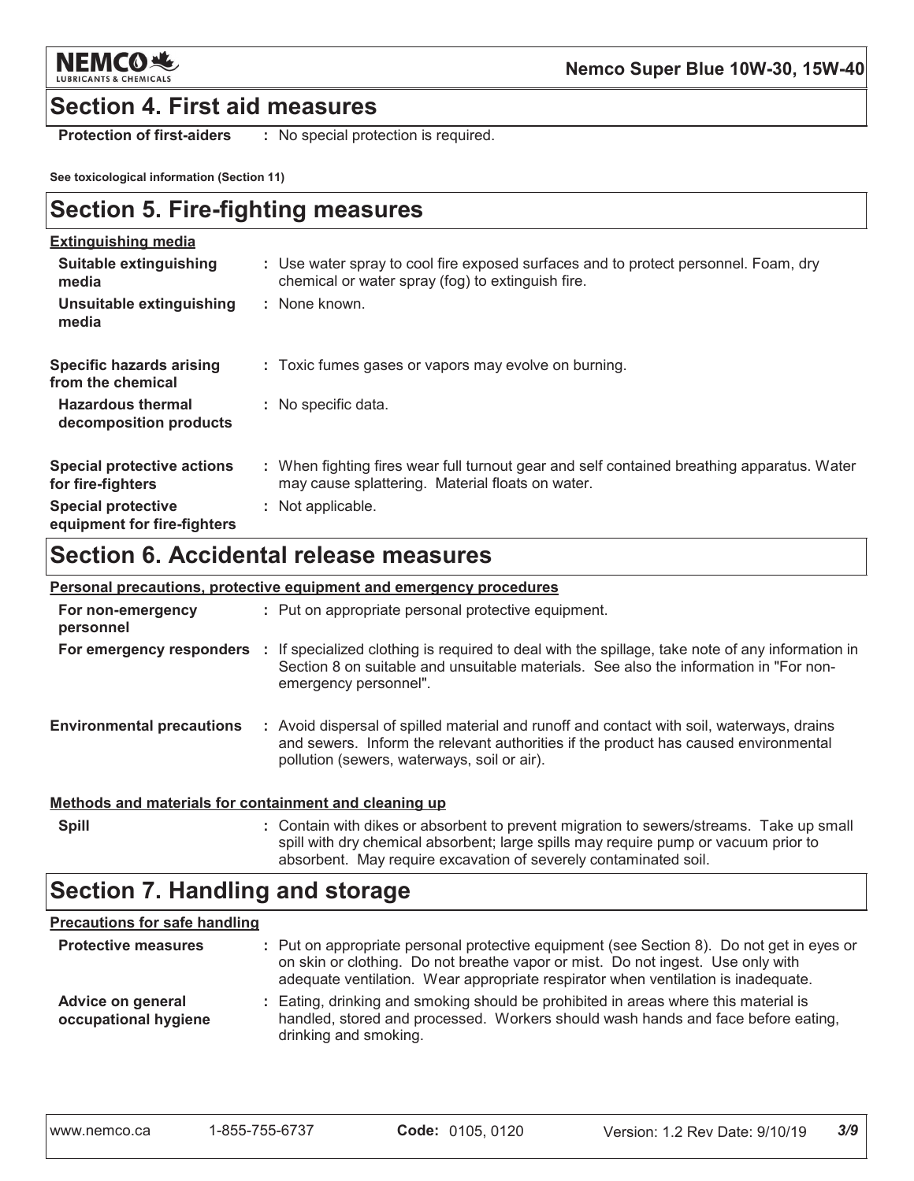## Section 4. First aid measures

**Protection of first-aiders** : No special protection is required.

**See toxicological information (Section 11)**

## Section 5. Fire-fighting measures

**Extinguishing media**

| | |
|---|---|
| **Suitable extinguishing media** | : Use water spray to cool fire exposed surfaces and to protect personnel. Foam, dry chemical or water spray (fog) to extinguish fire. |
| **Unsuitable extinguishing media** | : None known. |
| **Specific hazards arising from the chemical** | : Toxic fumes gases or vapors may evolve on burning. |
| **Hazardous thermal decomposition products** | : No specific data. |
| **Special protective actions for fire-fighters** | : When fighting fires wear full turnout gear and self contained breathing apparatus. Water may cause splattering. Material floats on water. |
| **Special protective equipment for fire-fighters** | : Not applicable. |

## Section 6. Accidental release measures

**Personal precautions, protective equipment and emergency procedures**

| | |
|---|---|
| **For non-emergency personnel** | : Put on appropriate personal protective equipment. |
| **For emergency responders** | : If specialized clothing is required to deal with the spillage, take note of any information in Section 8 on suitable and unsuitable materials. See also the information in "For non-emergency personnel". |
| **Environmental precautions** | : Avoid dispersal of spilled material and runoff and contact with soil, waterways, drains and sewers. Inform the relevant authorities if the product has caused environmental pollution (sewers, waterways, soil or air). |

**Methods and materials for containment and cleaning up**

| | |
|---|---|
| **Spill** | : Contain with dikes or absorbent to prevent migration to sewers/streams. Take up small spill with dry chemical absorbent; large spills may require pump or vacuum prior to absorbent. May require excavation of severely contaminated soil. |

## Section 7. Handling and storage

**Precautions for safe handling**

| | |
|---|---|
| **Protective measures** | : Put on appropriate personal protective equipment (see Section 8). Do not get in eyes or on skin or clothing. Do not breathe vapor or mist. Do not ingest. Use only with adequate ventilation. Wear appropriate respirator when ventilation is inadequate. |
| **Advice on general occupational hygiene** | : Eating, drinking and smoking should be prohibited in areas where this material is handled, stored and processed. Workers should wash hands and face before eating, drinking and smoking. |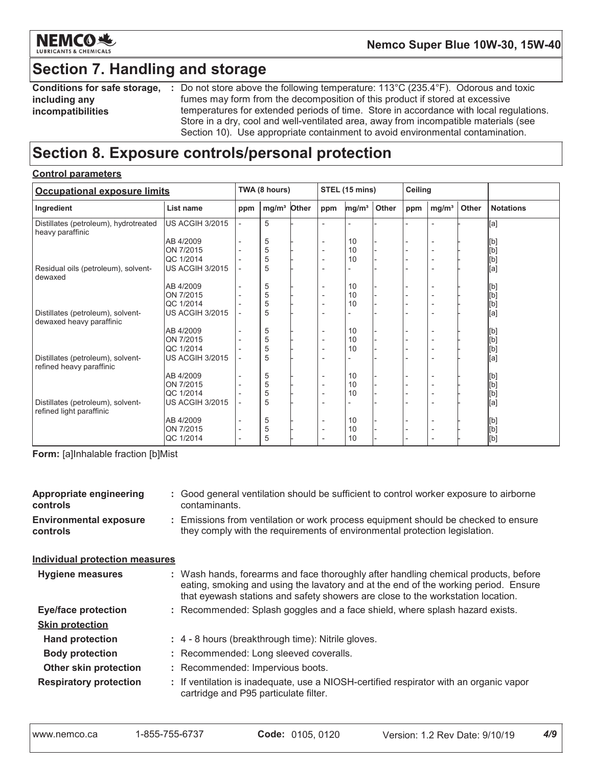## Section 7. Handling and storage

**Conditions for safe storage, including any incompatibilities** : Do not store above the following temperature: 113°C (235.4°F). Odorous and toxic fumes may form from the decomposition of this product if stored at excessive temperatures for extended periods of time. Store in accordance with local regulations. Store in a dry, cool and well-ventilated area, away from incompatible materials (see Section 10). Use appropriate containment to avoid environmental contamination.

## Section 8. Exposure controls/personal protection

**Control parameters**

| Occupational exposure limits | | TWA (8 hours) | | | STEL (15 mins) | | | Ceiling | | | |
|---|---|---|---|---|---|---|---|---|---|---|---|
| Ingredient | List name | ppm | mg/m³ | Other | ppm | mg/m³ | Other | ppm | mg/m³ | Other | Notations |
| Distillates (petroleum), hydrotreated heavy paraffinic | US ACGIH 3/2015 | - | 5 | - | - | - | - | - | - | - | [a] |
| | AB 4/2009 | - | 5 | - | - | 10 | - | - | - | - | [b] |
| | ON 7/2015 | - | 5 | - | - | 10 | - | - | - | - | [b] |
| | QC 1/2014 | - | 5 | - | - | 10 | - | - | - | - | [b] |
| Residual oils (petroleum), solvent-dewaxed | US ACGIH 3/2015 | - | 5 | - | - | - | - | - | - | - | [a] |
| | AB 4/2009 | - | 5 | - | - | 10 | - | - | - | - | [b] |
| | ON 7/2015 | - | 5 | - | - | 10 | - | - | - | - | [b] |
| | QC 1/2014 | - | 5 | - | - | 10 | - | - | - | - | [b] |
| Distillates (petroleum), solvent-dewaxed heavy paraffinic | US ACGIH 3/2015 | - | 5 | - | - | - | - | - | - | - | [a] |
| | AB 4/2009 | - | 5 | - | - | 10 | - | - | - | - | [b] |
| | ON 7/2015 | - | 5 | - | - | 10 | - | - | - | - | [b] |
| | QC 1/2014 | - | 5 | - | - | 10 | - | - | - | - | [b] |
| Distillates (petroleum), solvent-refined heavy paraffinic | US ACGIH 3/2015 | - | 5 | - | - | - | - | - | - | - | [a] |
| | AB 4/2009 | - | 5 | - | - | 10 | - | - | - | - | [b] |
| | ON 7/2015 | - | 5 | - | - | 10 | - | - | - | - | [b] |
| | QC 1/2014 | - | 5 | - | - | 10 | - | - | - | - | [b] |
| Distillates (petroleum), solvent-refined light paraffinic | US ACGIH 3/2015 | - | 5 | - | - | - | - | - | - | - | [a] |
| | AB 4/2009 | - | 5 | - | - | 10 | - | - | - | - | [b] |
| | ON 7/2015 | - | 5 | - | - | 10 | - | - | - | - | [b] |
| | QC 1/2014 | - | 5 | - | - | 10 | - | - | - | - | [b] |

**Form:** [a]Inhalable fraction [b]Mist

**Appropriate engineering controls** : Good general ventilation should be sufficient to control worker exposure to airborne contaminants.

**Environmental exposure controls** : Emissions from ventilation or work process equipment should be checked to ensure they comply with the requirements of environmental protection legislation.

**Individual protection measures**

**Hygiene measures** : Wash hands, forearms and face thoroughly after handling chemical products, before eating, smoking and using the lavatory and at the end of the working period. Ensure that eyewash stations and safety showers are close to the workstation location.

**Eye/face protection** : Recommended: Splash goggles and a face shield, where splash hazard exists.

**Skin protection**

**Hand protection** : 4 - 8 hours (breakthrough time): Nitrile gloves.

**Body protection** : Recommended: Long sleeved coveralls.

**Other skin protection** : Recommended: Impervious boots.

**Respiratory protection** : If ventilation is inadequate, use a NIOSH-certified respirator with an organic vapor cartridge and P95 particulate filter.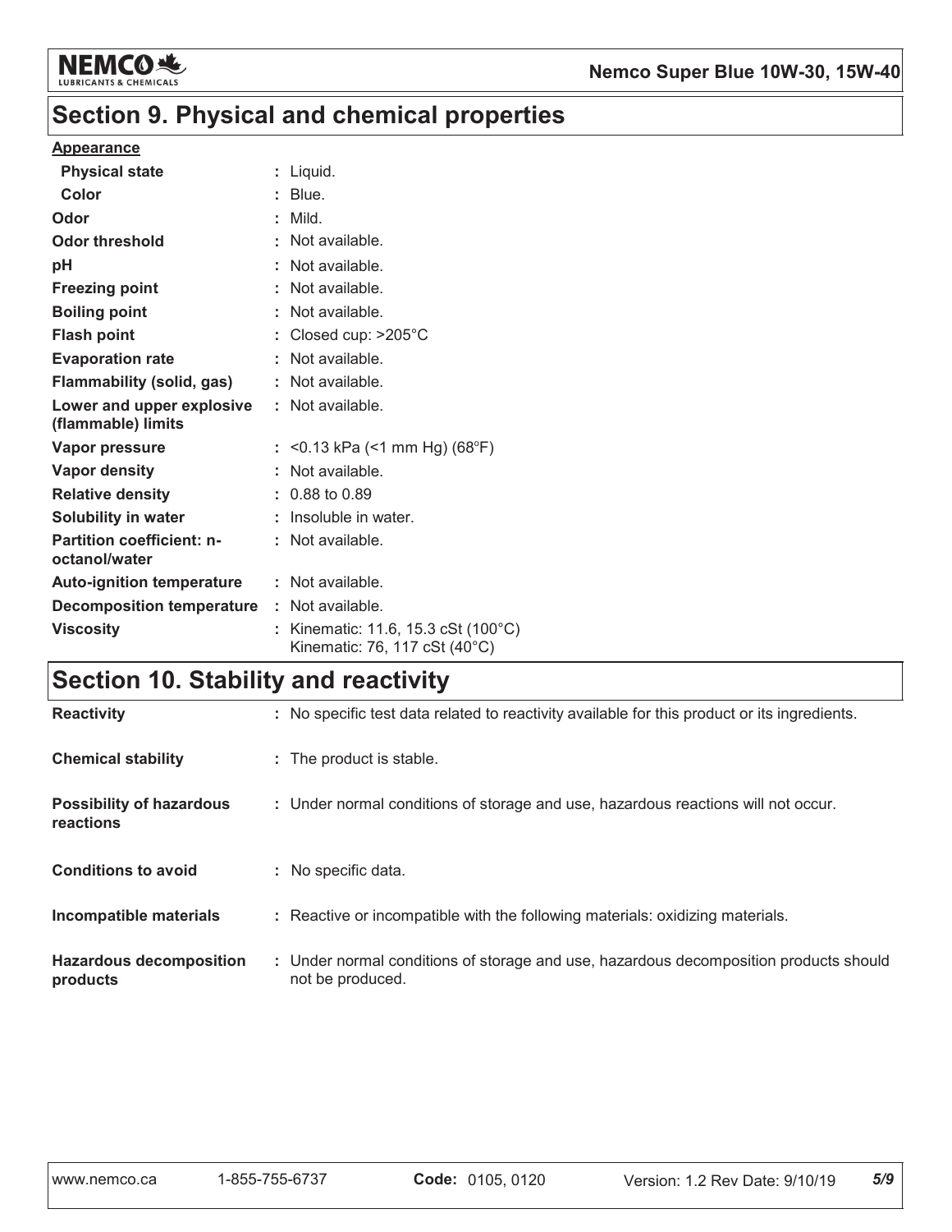## Section 9. Physical and chemical properties

**Appearance**

| | |
|---|---|
| **Physical state** | : Liquid. |
| **Color** | : Blue. |
| **Odor** | : Mild. |
| **Odor threshold** | : Not available. |
| **pH** | : Not available. |
| **Freezing point** | : Not available. |
| **Boiling point** | : Not available. |
| **Flash point** | : Closed cup: >205°C |
| **Evaporation rate** | : Not available. |
| **Flammability (solid, gas)** | : Not available. |
| **Lower and upper explosive (flammable) limits** | : Not available. |
| **Vapor pressure** | : <0.13 kPa (<1 mm Hg) (68°F) |
| **Vapor density** | : Not available. |
| **Relative density** | : 0.88 to 0.89 |
| **Solubility in water** | : Insoluble in water. |
| **Partition coefficient: n-octanol/water** | : Not available. |
| **Auto-ignition temperature** | : Not available. |
| **Decomposition temperature** | : Not available. |
| **Viscosity** | : Kinematic: 11.6, 15.3 cSt (100°C)<br>Kinematic: 76, 117 cSt (40°C) |

## Section 10. Stability and reactivity

| | |
|---|---|
| **Reactivity** | : No specific test data related to reactivity available for this product or its ingredients. |
| **Chemical stability** | : The product is stable. |
| **Possibility of hazardous reactions** | : Under normal conditions of storage and use, hazardous reactions will not occur. |
| **Conditions to avoid** | : No specific data. |
| **Incompatible materials** | : Reactive or incompatible with the following materials: oxidizing materials. |
| **Hazardous decomposition products** | : Under normal conditions of storage and use, hazardous decomposition products should not be produced. |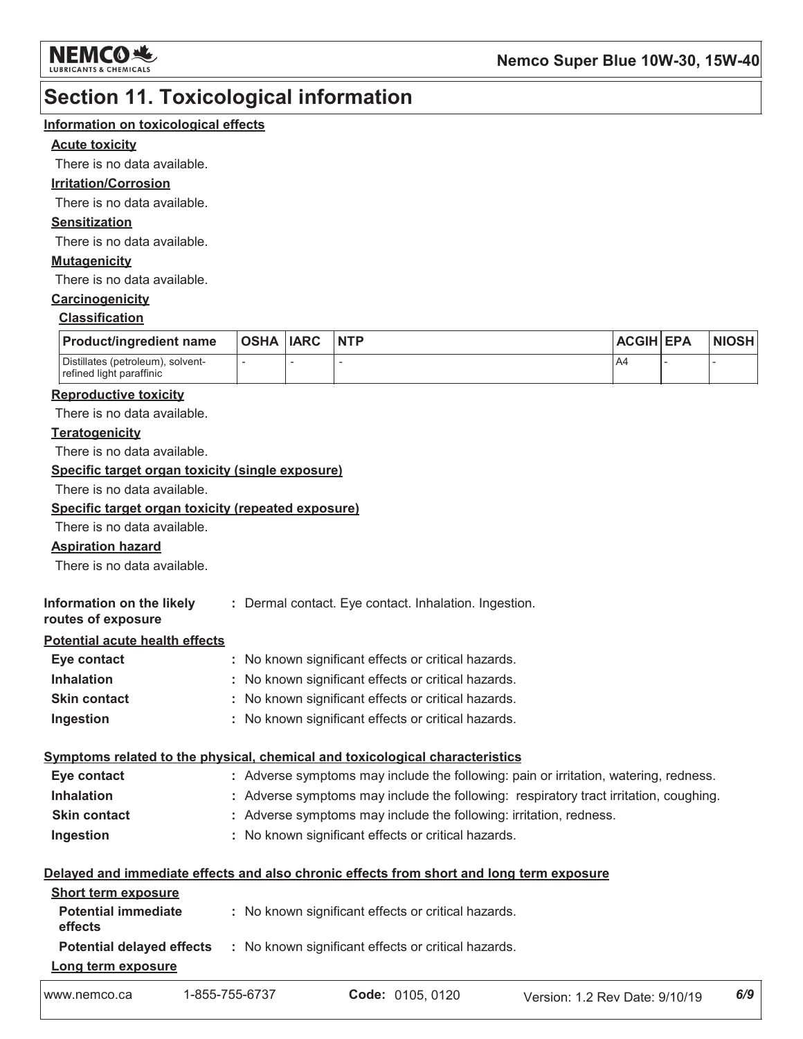# Section 11. Toxicological information

### Information on toxicological effects

**Acute toxicity**

There is no data available.

**Irritation/Corrosion**

There is no data available.

**Sensitization**

There is no data available.

**Mutagenicity**

There is no data available.

**Carcinogenicity**

**Classification**

| Product/ingredient name | OSHA | IARC | NTP | ACGIH | EPA | NIOSH |
|---|---|---|---|---|---|---|
| Distillates (petroleum), solvent-refined light paraffinic | - | - | - | A4 | - | - |

**Reproductive toxicity**

There is no data available.

**Teratogenicity**

There is no data available.

**Specific target organ toxicity (single exposure)**

There is no data available.

**Specific target organ toxicity (repeated exposure)**

There is no data available.

**Aspiration hazard**

There is no data available.

**Information on the likely routes of exposure** : Dermal contact. Eye contact. Inhalation. Ingestion.

**Potential acute health effects**

- **Eye contact** : No known significant effects or critical hazards.
- **Inhalation** : No known significant effects or critical hazards.
- **Skin contact** : No known significant effects or critical hazards.
- **Ingestion** : No known significant effects or critical hazards.

**Symptoms related to the physical, chemical and toxicological characteristics**

- **Eye contact** : Adverse symptoms may include the following: pain or irritation, watering, redness.
- **Inhalation** : Adverse symptoms may include the following: respiratory tract irritation, coughing.
- **Skin contact** : Adverse symptoms may include the following: irritation, redness.
- **Ingestion** : No known significant effects or critical hazards.

**Delayed and immediate effects and also chronic effects from short and long term exposure**

**Short term exposure**

- **Potential immediate effects** : No known significant effects or critical hazards.
- **Potential delayed effects** : No known significant effects or critical hazards.

**Long term exposure**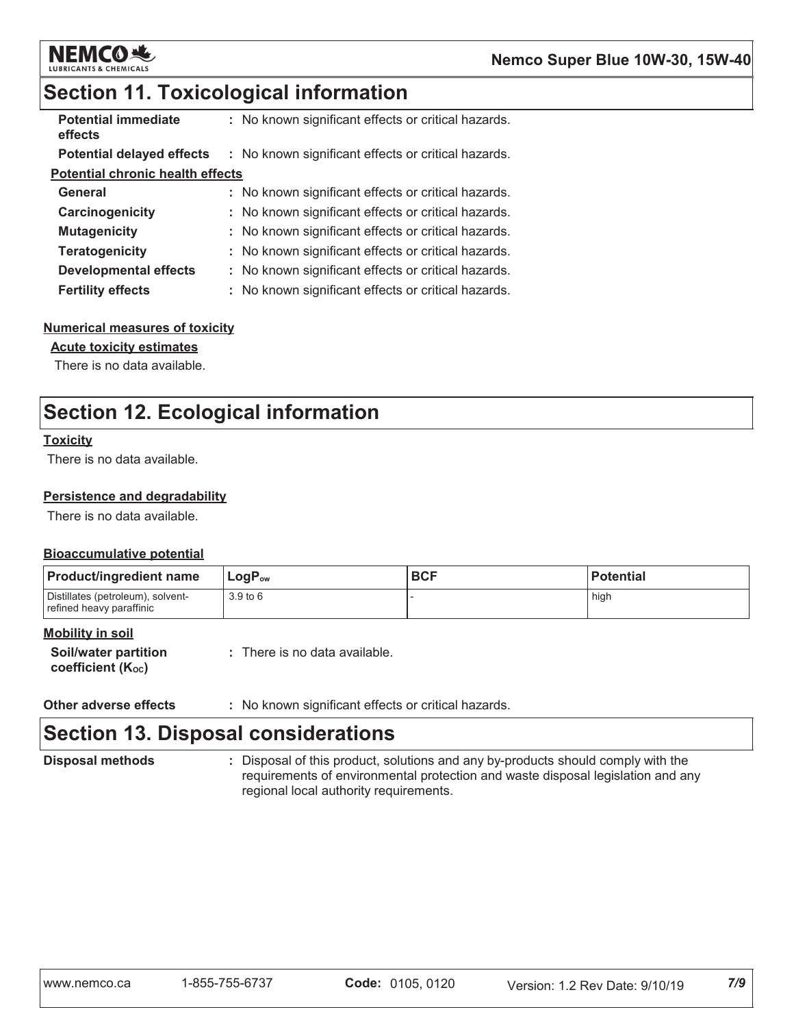## Section 11. Toxicological information

**Potential immediate effects** : No known significant effects or critical hazards.

**Potential delayed effects** : No known significant effects or critical hazards.

**Potential chronic health effects**

**General** : No known significant effects or critical hazards.

**Carcinogenicity** : No known significant effects or critical hazards.

**Mutagenicity** : No known significant effects or critical hazards.

**Teratogenicity** : No known significant effects or critical hazards.

**Developmental effects** : No known significant effects or critical hazards.

**Fertility effects** : No known significant effects or critical hazards.

**Numerical measures of toxicity**

**Acute toxicity estimates**

There is no data available.

## Section 12. Ecological information

**Toxicity**

There is no data available.

**Persistence and degradability**

There is no data available.

**Bioaccumulative potential**

| Product/ingredient name | $LogP_{ow}$ | BCF | Potential |
|---|---|---|---|
| Distillates (petroleum), solvent-refined heavy paraffinic | 3.9 to 6 | - | high |

**Mobility in soil**

**Soil/water partition coefficient ($K_{OC}$)** : There is no data available.

**Other adverse effects** : No known significant effects or critical hazards.

## Section 13. Disposal considerations

**Disposal methods** : Disposal of this product, solutions and any by-products should comply with the requirements of environmental protection and waste disposal legislation and any regional local authority requirements.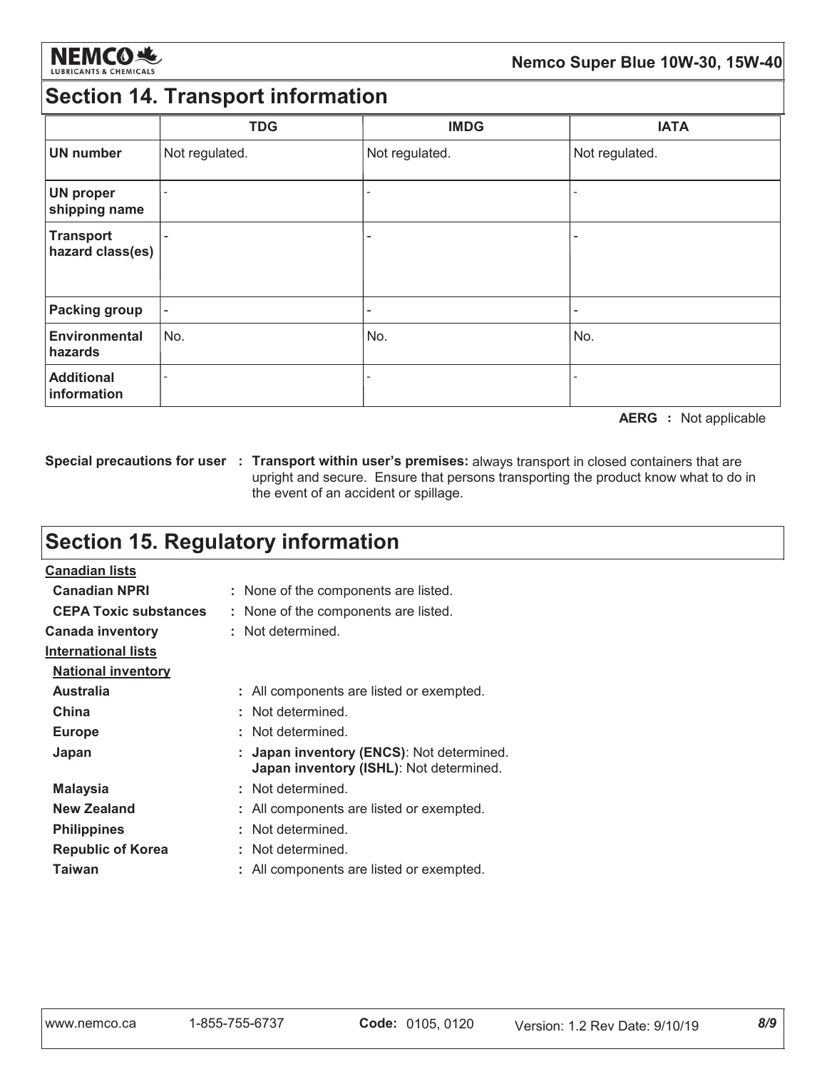## Section 14. Transport information

| | TDG | IMDG | IATA |
|---|---|---|---|
| **UN number** | Not regulated. | Not regulated. | Not regulated. |
| **UN proper shipping name** | - | - | - |
| **Transport hazard class(es)** | - | - | - |
| **Packing group** | - | - | - |
| **Environmental hazards** | No. | No. | No. |
| **Additional information** | - | - | - |

**AERG :** Not applicable

**Special precautions for user :** **Transport within user's premises:** always transport in closed containers that are upright and secure. Ensure that persons transporting the product know what to do in the event of an accident or spillage.

## Section 15. Regulatory information

**Canadian lists**

- **Canadian NPRI** : None of the components are listed.
- **CEPA Toxic substances** : None of the components are listed.

**Canada inventory** : Not determined.

**International lists**

**National inventory**

- **Australia** : All components are listed or exempted.
- **China** : Not determined.
- **Europe** : Not determined.
- **Japan** : **Japan inventory (ENCS)**: Not determined. **Japan inventory (ISHL)**: Not determined.
- **Malaysia** : Not determined.
- **New Zealand** : All components are listed or exempted.
- **Philippines** : Not determined.
- **Republic of Korea** : Not determined.
- **Taiwan** : All components are listed or exempted.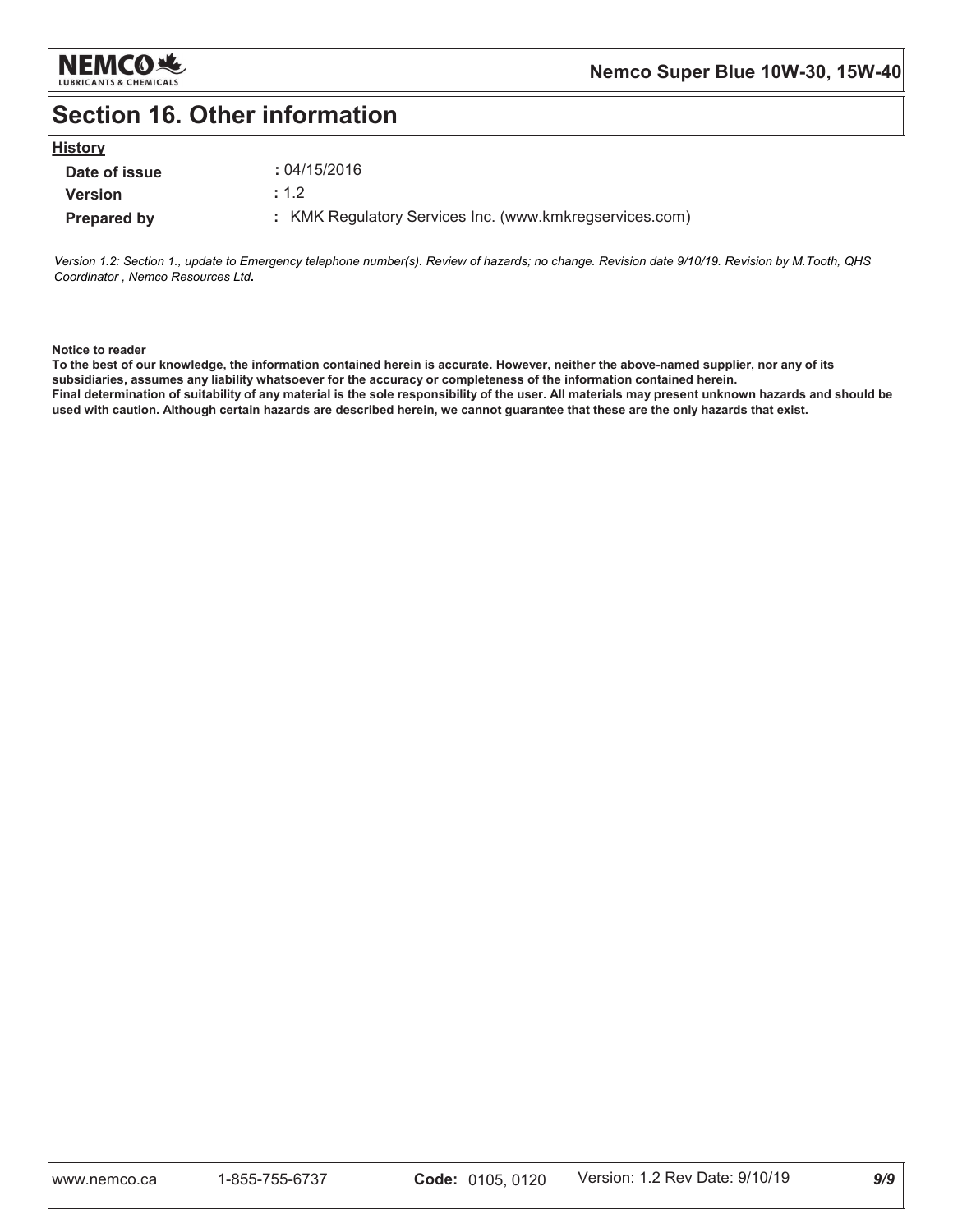## Section 16. Other information

**History**

**Date of issue** : 04/15/2016

**Version** : 1.2

**Prepared by** : KMK Regulatory Services Inc. (www.kmkregservices.com)

*Version 1.2: Section 1., update to Emergency telephone number(s). Review of hazards; no change. Revision date 9/10/19. Revision by M.Tooth, QHS Coordinator , Nemco Resources Ltd.*

**Notice to reader**

**To the best of our knowledge, the information contained herein is accurate. However, neither the above-named supplier, nor any of its subsidiaries, assumes any liability whatsoever for the accuracy or completeness of the information contained herein.**
**Final determination of suitability of any material is the sole responsibility of the user. All materials may present unknown hazards and should be used with caution. Although certain hazards are described herein, we cannot guarantee that these are the only hazards that exist.**